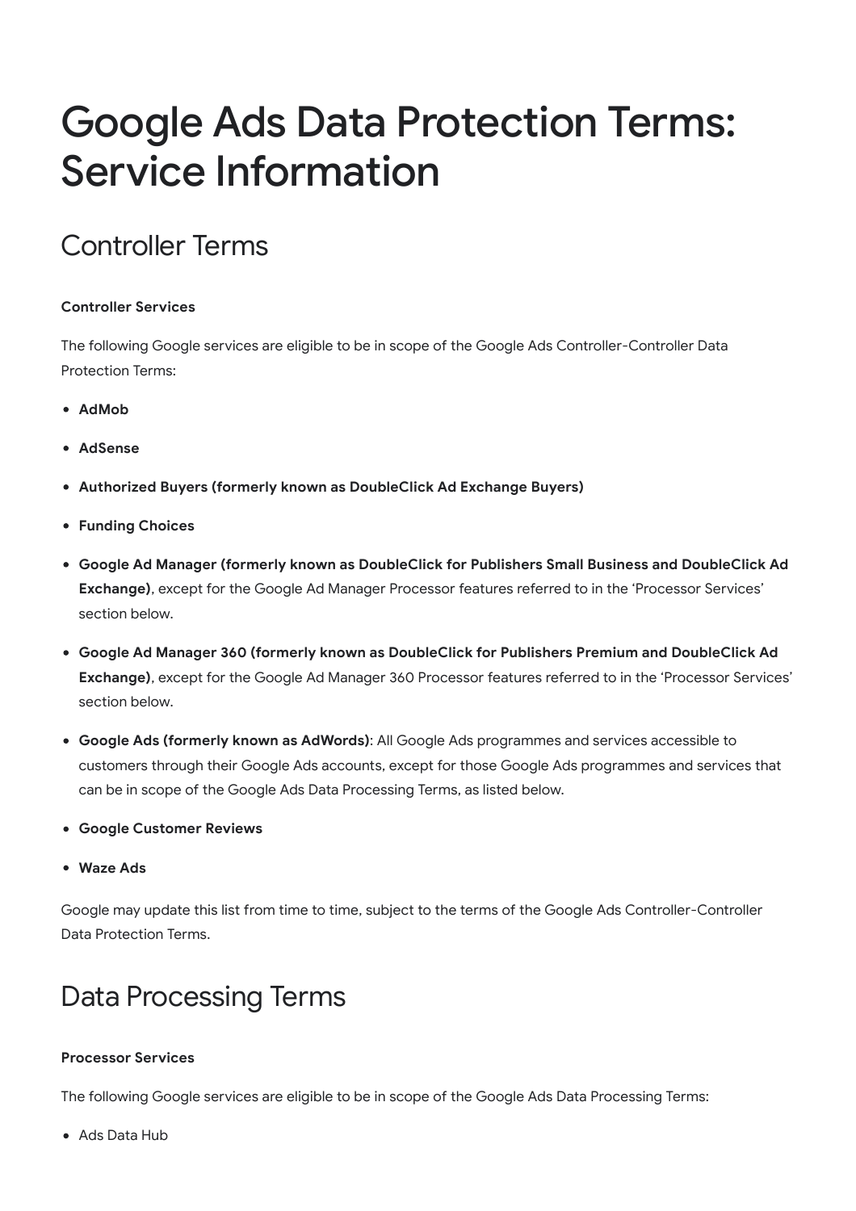# Google Ads Data Protection Terms: Service Information

## Controller Terms

**Controller Services**

The following Google services are eligible to be in scope of the Google Ads Controller-Controller Data Protection Terms:

- **AdMob**
- **AdSense**
- **Authorized Buyers (formerly known as DoubleClick Ad Exchange Buyers)**
- **Funding Choices**
- **Google Ad Manager (formerly known as DoubleClick for Publishers Small Business and DoubleClick Ad Exchange)**, except for the Google Ad Manager Processor features referred to in the 'Processor Services' section below.
- **Google Ad Manager 360 (formerly known as DoubleClick for Publishers Premium and DoubleClick Ad Exchange)**, except for the Google Ad Manager 360 Processor features referred to in the 'Processor Services' section below.
- **Google Ads (formerly known as AdWords)**: All Google Ads programmes and services accessible to customers through their Google Ads accounts, except for those Google Ads programmes and services that can be in scope of the Google Ads Data Processing Terms, as listed below.
- **Google Customer Reviews**
- **Waze Ads**

Google may update this list from time to time, subject to the terms of the Google Ads Controller-Controller Data Protection Terms.

## Data Processing Terms

**Processor Services**

The following Google services are eligible to be in scope of the Google Ads Data Processing Terms:

- Ads Data Hub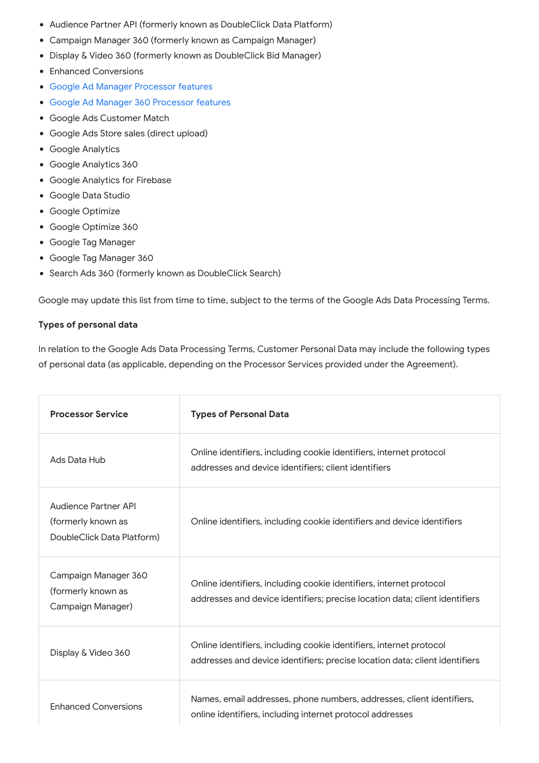- Audience Partner API (formerly known as DoubleClick Data Platform)
- Campaign Manager 360 (formerly known as Campaign Manager)
- Display & Video 360 (formerly known as DoubleClick Bid Manager)
- Enhanced Conversions
- Google Ad Manager Processor features
- Google Ad Manager 360 Processor features
- Google Ads Customer Match
- Google Ads Store sales (direct upload)
- Google Analytics
- Google Analytics 360
- Google Analytics for Firebase
- Google Data Studio
- Google Optimize
- Google Optimize 360
- Google Tag Manager
- Google Tag Manager 360
- Search Ads 360 (formerly known as DoubleClick Search)

Google may update this list from time to time, subject to the terms of the Google Ads Data Processing Terms.

**Types of personal data**

In relation to the Google Ads Data Processing Terms, Customer Personal Data may include the following types of personal data (as applicable, depending on the Processor Services provided under the Agreement).

| Processor Service | Types of Personal Data |
|---|---|
| Ads Data Hub | Online identifiers, including cookie identifiers, internet protocol addresses and device identifiers; client identifiers |
| Audience Partner API (formerly known as DoubleClick Data Platform) | Online identifiers, including cookie identifiers and device identifiers |
| Campaign Manager 360 (formerly known as Campaign Manager) | Online identifiers, including cookie identifiers, internet protocol addresses and device identifiers; precise location data; client identifiers |
| Display & Video 360 | Online identifiers, including cookie identifiers, internet protocol addresses and device identifiers; precise location data; client identifiers |
| Enhanced Conversions | Names, email addresses, phone numbers, addresses, client identifiers, online identifiers, including internet protocol addresses |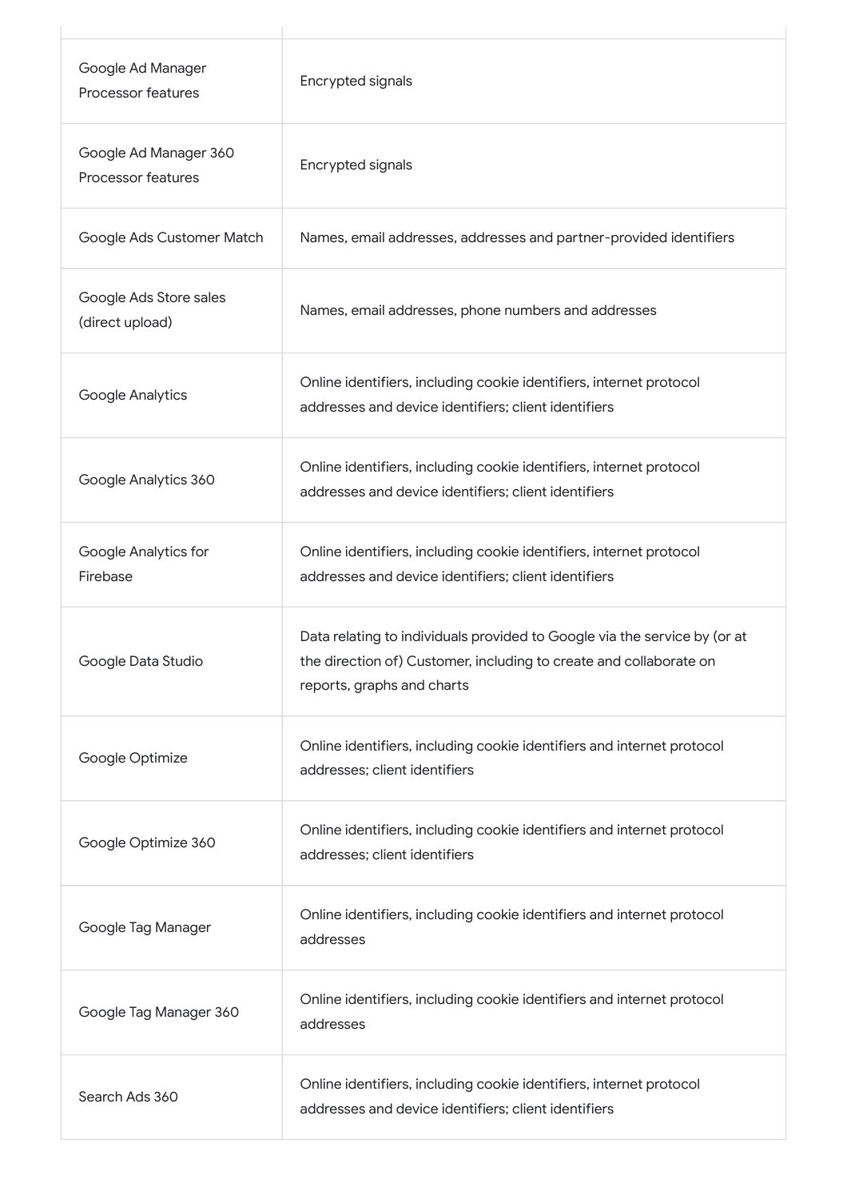| | |
|---|---|
| Google Ad Manager Processor features | Encrypted signals |
| Google Ad Manager 360 Processor features | Encrypted signals |
| Google Ads Customer Match | Names, email addresses, addresses and partner-provided identifiers |
| Google Ads Store sales (direct upload) | Names, email addresses, phone numbers and addresses |
| Google Analytics | Online identifiers, including cookie identifiers, internet protocol addresses and device identifiers; client identifiers |
| Google Analytics 360 | Online identifiers, including cookie identifiers, internet protocol addresses and device identifiers; client identifiers |
| Google Analytics for Firebase | Online identifiers, including cookie identifiers, internet protocol addresses and device identifiers; client identifiers |
| Google Data Studio | Data relating to individuals provided to Google via the service by (or at the direction of) Customer, including to create and collaborate on reports, graphs and charts |
| Google Optimize | Online identifiers, including cookie identifiers and internet protocol addresses; client identifiers |
| Google Optimize 360 | Online identifiers, including cookie identifiers and internet protocol addresses; client identifiers |
| Google Tag Manager | Online identifiers, including cookie identifiers and internet protocol addresses |
| Google Tag Manager 360 | Online identifiers, including cookie identifiers and internet protocol addresses |
| Search Ads 360 | Online identifiers, including cookie identifiers, internet protocol addresses and device identifiers; client identifiers |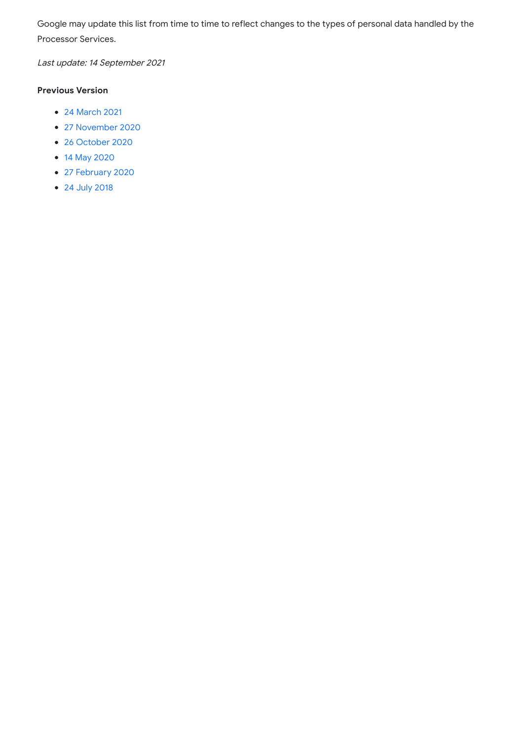Google may update this list from time to time to reflect changes to the types of personal data handled by the Processor Services.

*Last update: 14 September 2021*

**Previous Version**

- 24 March 2021
- 27 November 2020
- 26 October 2020
- 14 May 2020
- 27 February 2020
- 24 July 2018